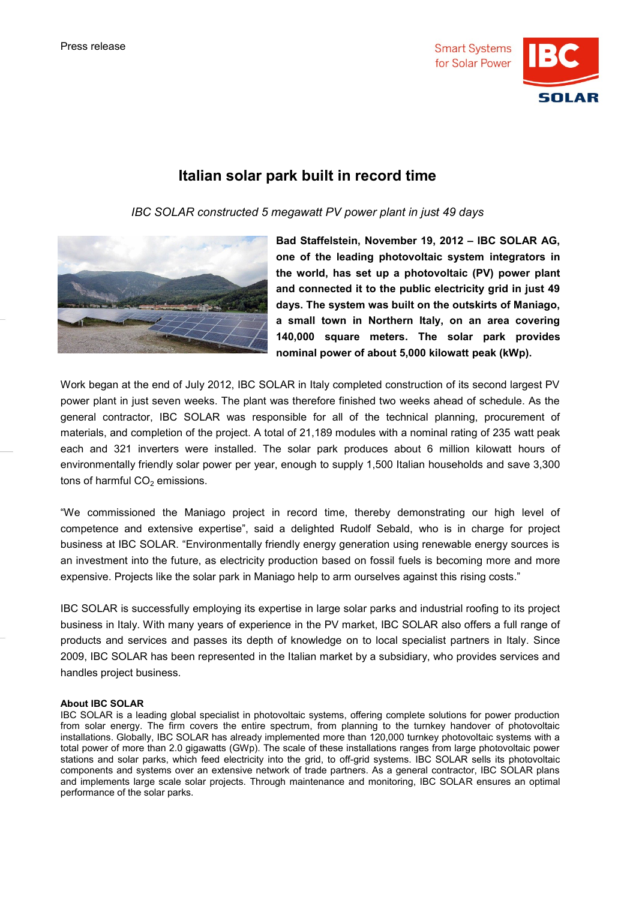Press release

# Italian solar park built in record time

*IBC SOLAR constructed 5 megawatt PV power plant in just 49 days*

**Bad Staffelstein, November 19, 2012 – IBC SOLAR AG, one of the leading photovoltaic system integrators in the world, has set up a photovoltaic (PV) power plant and connected it to the public electricity grid in just 49 days. The system was built on the outskirts of Maniago, a small town in Northern Italy, on an area covering 140,000 square meters. The solar park provides nominal power of about 5,000 kilowatt peak (kWp).**

Work began at the end of July 2012, IBC SOLAR in Italy completed construction of its second largest PV power plant in just seven weeks. The plant was therefore finished two weeks ahead of schedule. As the general contractor, IBC SOLAR was responsible for all of the technical planning, procurement of materials, and completion of the project. A total of 21,189 modules with a nominal rating of 235 watt peak each and 321 inverters were installed. The solar park produces about 6 million kilowatt hours of environmentally friendly solar power per year, enough to supply 1,500 Italian households and save 3,300 tons of harmful $CO_2$ emissions.

"We commissioned the Maniago project in record time, thereby demonstrating our high level of competence and extensive expertise", said a delighted Rudolf Sebald, who is in charge for project business at IBC SOLAR. "Environmentally friendly energy generation using renewable energy sources is an investment into the future, as electricity production based on fossil fuels is becoming more and more expensive. Projects like the solar park in Maniago help to arm ourselves against this rising costs."

IBC SOLAR is successfully employing its expertise in large solar parks and industrial roofing to its project business in Italy. With many years of experience in the PV market, IBC SOLAR also offers a full range of products and services and passes its depth of knowledge on to local specialist partners in Italy. Since 2009, IBC SOLAR has been represented in the Italian market by a subsidiary, who provides services and handles project business.

**About IBC SOLAR**

IBC SOLAR is a leading global specialist in photovoltaic systems, offering complete solutions for power production from solar energy. The firm covers the entire spectrum, from planning to the turnkey handover of photovoltaic installations. Globally, IBC SOLAR has already implemented more than 120,000 turnkey photovoltaic systems with a total power of more than 2.0 gigawatts (GWp). The scale of these installations ranges from large photovoltaic power stations and solar parks, which feed electricity into the grid, to off-grid systems. IBC SOLAR sells its photovoltaic components and systems over an extensive network of trade partners. As a general contractor, IBC SOLAR plans and implements large scale solar projects. Through maintenance and monitoring, IBC SOLAR ensures an optimal performance of the solar parks.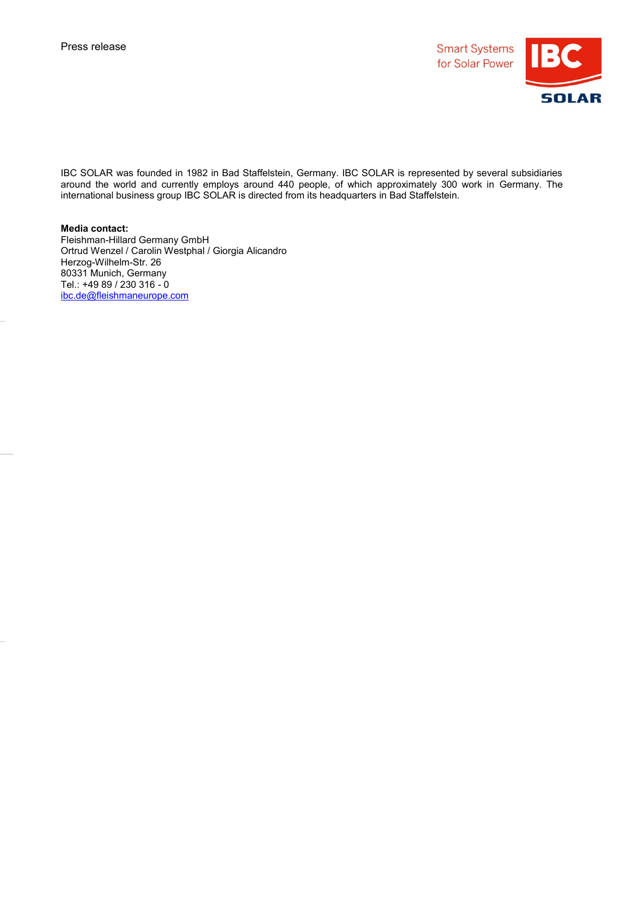IBC SOLAR was founded in 1982 in Bad Staffelstein, Germany. IBC SOLAR is represented by several subsidiaries around the world and currently employs around 440 people, of which approximately 300 work in Germany. The international business group IBC SOLAR is directed from its headquarters in Bad Staffelstein.

**Media contact:**
Fleishman-Hillard Germany GmbH
Ortrud Wenzel / Carolin Westphal / Giorgia Alicandro
Herzog-Wilhelm-Str. 26
80331 Munich, Germany
Tel.: +49 89 / 230 316 - 0
ibc.de@fleishmaneurope.com